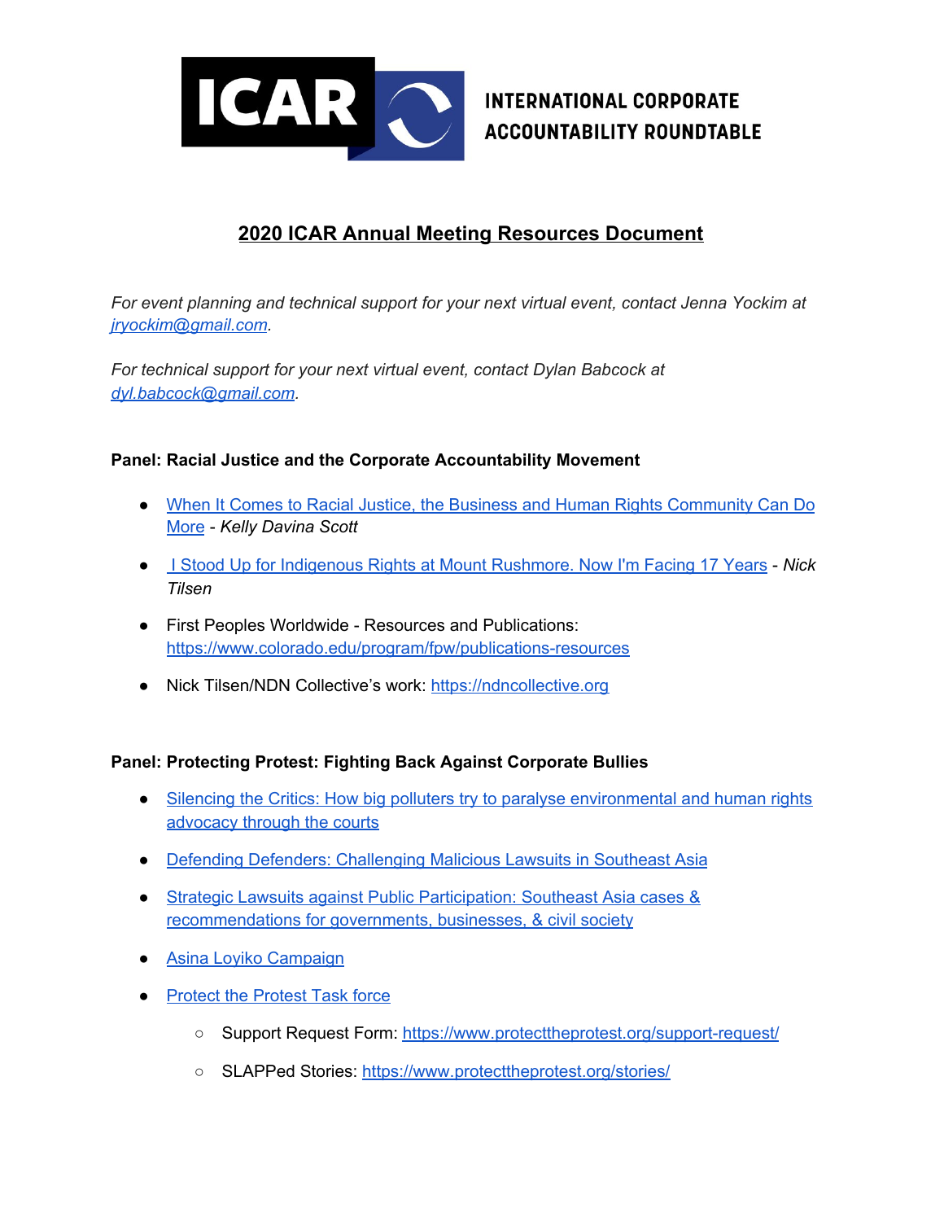ICAR

INTERNATIONAL CORPORATE ACCOUNTABILITY ROUNDTABLE

# 2020 ICAR Annual Meeting Resources Document

*For event planning and technical support for your next virtual event, contact Jenna Yockim at jryockim@gmail.com.*

*For technical support for your next virtual event, contact Dylan Babcock at dyl.babcock@gmail.com.*

**Panel: Racial Justice and the Corporate Accountability Movement**

- When It Comes to Racial Justice, the Business and Human Rights Community Can Do More - *Kelly Davina Scott*
- I Stood Up for Indigenous Rights at Mount Rushmore. Now I'm Facing 17 Years - *Nick Tilsen*
- First Peoples Worldwide - Resources and Publications: https://www.colorado.edu/program/fpw/publications-resources
- Nick Tilsen/NDN Collective's work: https://ndncollective.org

**Panel: Protecting Protest: Fighting Back Against Corporate Bullies**

- Silencing the Critics: How big polluters try to paralyse environmental and human rights advocacy through the courts
- Defending Defenders: Challenging Malicious Lawsuits in Southeast Asia
- Strategic Lawsuits against Public Participation: Southeast Asia cases & recommendations for governments, businesses, & civil society
- Asina Loyiko Campaign
- Protect the Protest Task force
    - Support Request Form: https://www.protecttheprotest.org/support-request/
    - SLAPPed Stories: https://www.protecttheprotest.org/stories/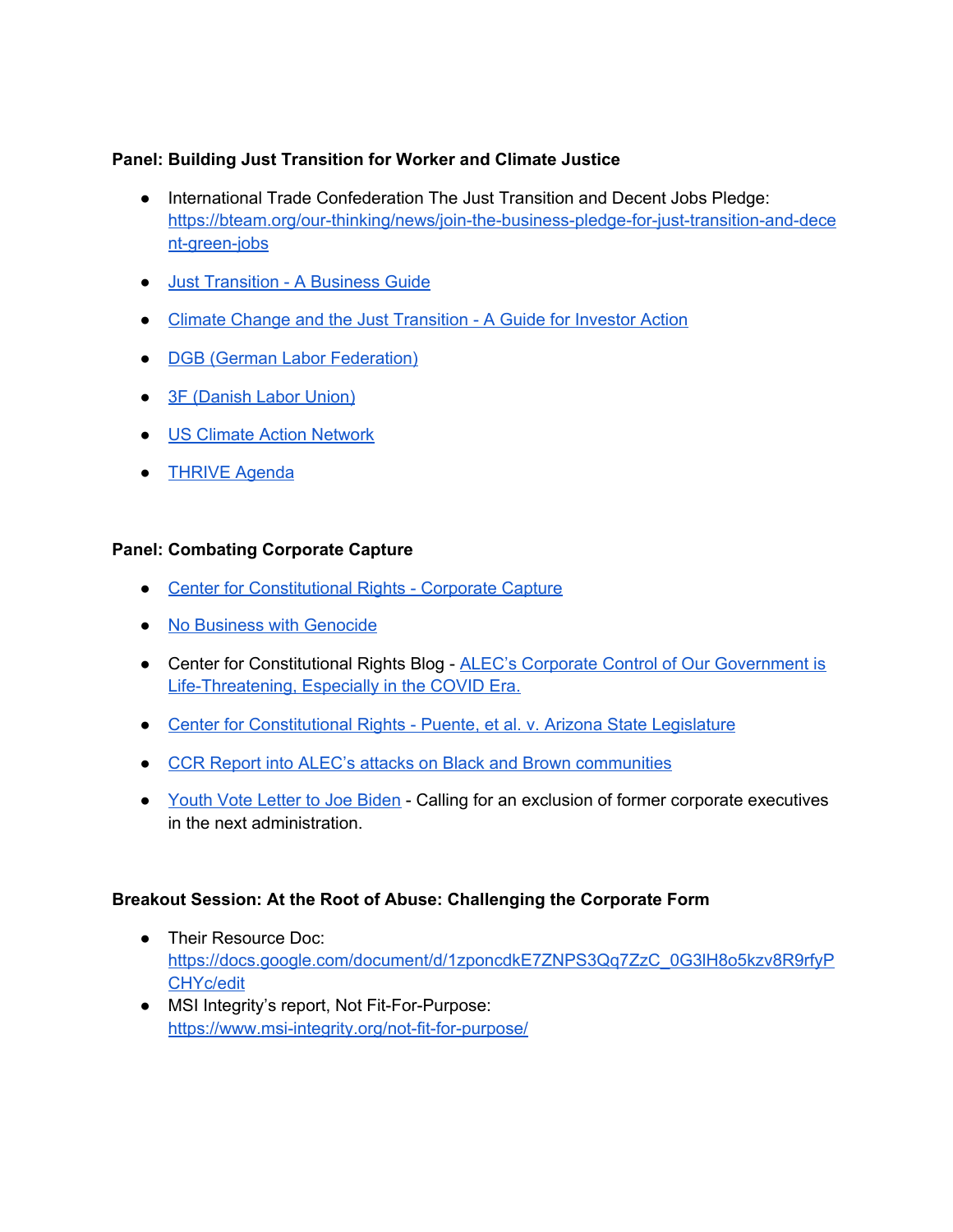**Panel: Building Just Transition for Worker and Climate Justice**

- International Trade Confederation The Just Transition and Decent Jobs Pledge: https://bteam.org/our-thinking/news/join-the-business-pledge-for-just-transition-and-decent-green-jobs
- Just Transition - A Business Guide
- Climate Change and the Just Transition - A Guide for Investor Action
- DGB (German Labor Federation)
- 3F (Danish Labor Union)
- US Climate Action Network
- THRIVE Agenda

**Panel: Combating Corporate Capture**

- Center for Constitutional Rights - Corporate Capture
- No Business with Genocide
- Center for Constitutional Rights Blog - ALEC's Corporate Control of Our Government is Life-Threatening, Especially in the COVID Era.
- Center for Constitutional Rights - Puente, et al. v. Arizona State Legislature
- CCR Report into ALEC's attacks on Black and Brown communities
- Youth Vote Letter to Joe Biden - Calling for an exclusion of former corporate executives in the next administration.

**Breakout Session: At the Root of Abuse: Challenging the Corporate Form**

- Their Resource Doc: https://docs.google.com/document/d/1zponcdkE7ZNPS3Qq7ZzC_0G3lH8o5kzv8R9rfyPCHYc/edit
- MSI Integrity's report, Not Fit-For-Purpose: https://www.msi-integrity.org/not-fit-for-purpose/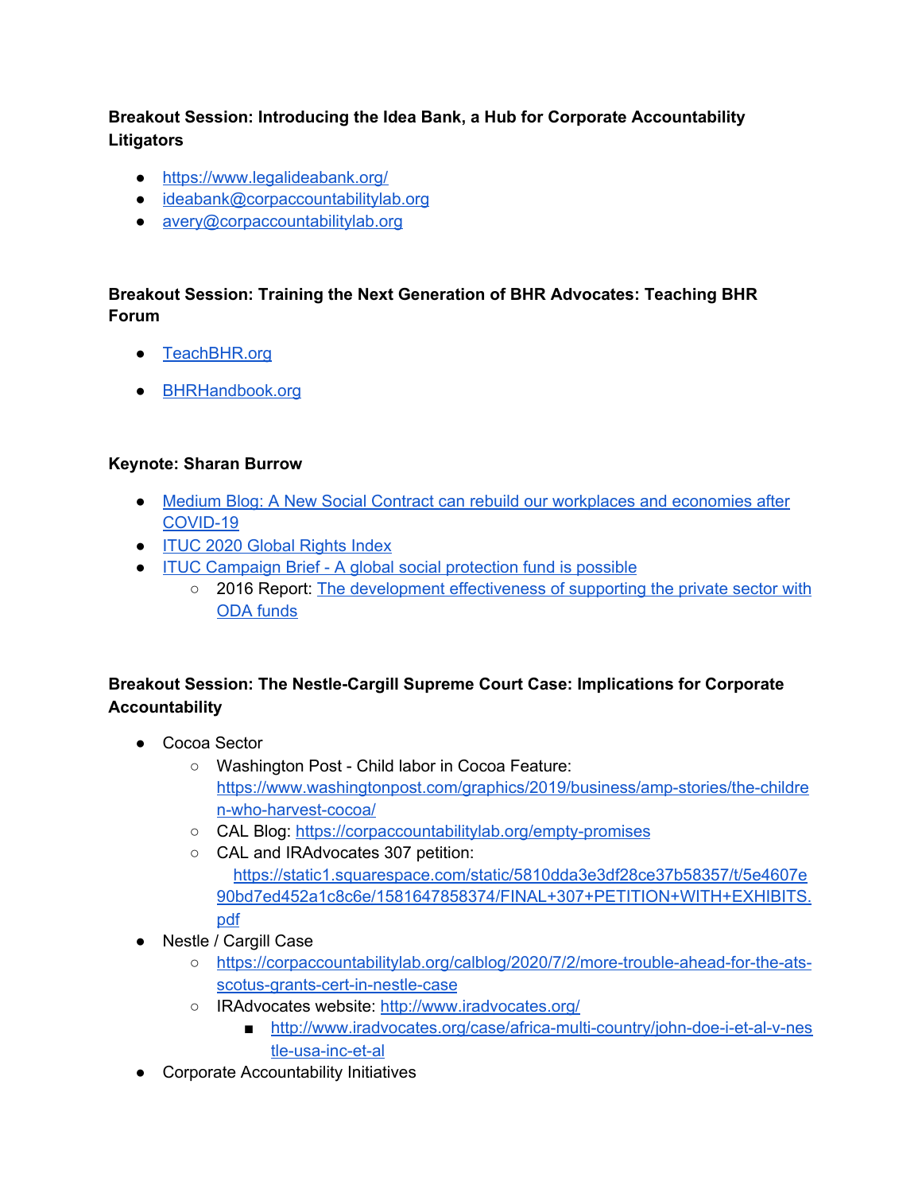**Breakout Session: Introducing the Idea Bank, a Hub for Corporate Accountability Litigators**

- https://www.legalideabank.org/
- ideabank@corpaccountabilitylab.org
- avery@corpaccountabilitylab.org

**Breakout Session: Training the Next Generation of BHR Advocates: Teaching BHR Forum**

- TeachBHR.org
- BHRHandbook.org

**Keynote: Sharan Burrow**

- Medium Blog: A New Social Contract can rebuild our workplaces and economies after COVID-19
- ITUC 2020 Global Rights Index
- ITUC Campaign Brief - A global social protection fund is possible
  - 2016 Report: The development effectiveness of supporting the private sector with ODA funds

**Breakout Session: The Nestle-Cargill Supreme Court Case: Implications for Corporate Accountability**

- Cocoa Sector
  - Washington Post - Child labor in Cocoa Feature: https://www.washingtonpost.com/graphics/2019/business/amp-stories/the-children-who-harvest-cocoa/
  - CAL Blog: https://corpaccountabilitylab.org/empty-promises
  - CAL and IRAdvocates 307 petition: https://static1.squarespace.com/static/5810dda3e3df28ce37b58357/t/5e4607e90bd7ed452a1c8c6e/1581647858374/FINAL+307+PETITION+WITH+EXHIBITS.pdf
- Nestle / Cargill Case
  - https://corpaccountabilitylab.org/calblog/2020/7/2/more-trouble-ahead-for-the-ats-scotus-grants-cert-in-nestle-case
  - IRAdvocates website: http://www.iradvocates.org/
    - http://www.iradvocates.org/case/africa-multi-country/john-doe-i-et-al-v-nestle-usa-inc-et-al
- Corporate Accountability Initiatives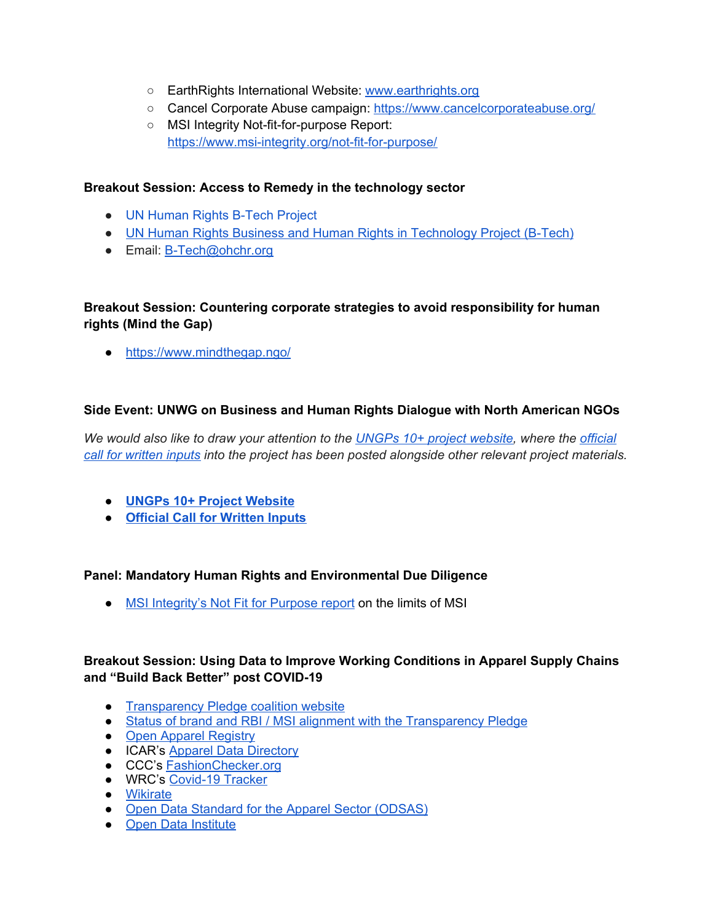- EarthRights International Website: [www.earthrights.org](www.earthrights.org)
  - Cancel Corporate Abuse campaign: [https://www.cancelcorporateabuse.org/](https://www.cancelcorporateabuse.org/)
  - MSI Integrity Not-fit-for-purpose Report: [https://www.msi-integrity.org/not-fit-for-purpose/](https://www.msi-integrity.org/not-fit-for-purpose/)

**Breakout Session: Access to Remedy in the technology sector**

- UN Human Rights B-Tech Project
- UN Human Rights Business and Human Rights in Technology Project (B-Tech)
- Email: B-Tech@ohchr.org

**Breakout Session: Countering corporate strategies to avoid responsibility for human rights (Mind the Gap)**

- [https://www.mindthegap.ngo/](https://www.mindthegap.ngo/)

**Side Event: UNWG on Business and Human Rights Dialogue with North American NGOs**

*We would also like to draw your attention to the UNGPs 10+ project website, where the official call for written inputs into the project has been posted alongside other relevant project materials.*

- **UNGPs 10+ Project Website**
- **Official Call for Written Inputs**

**Panel: Mandatory Human Rights and Environmental Due Diligence**

- MSI Integrity's Not Fit for Purpose report on the limits of MSI

**Breakout Session: Using Data to Improve Working Conditions in Apparel Supply Chains and "Build Back Better" post COVID-19**

- Transparency Pledge coalition website
- Status of brand and RBI / MSI alignment with the Transparency Pledge
- Open Apparel Registry
- ICAR's Apparel Data Directory
- CCC's FashionChecker.org
- WRC's Covid-19 Tracker
- Wikirate
- Open Data Standard for the Apparel Sector (ODSAS)
- Open Data Institute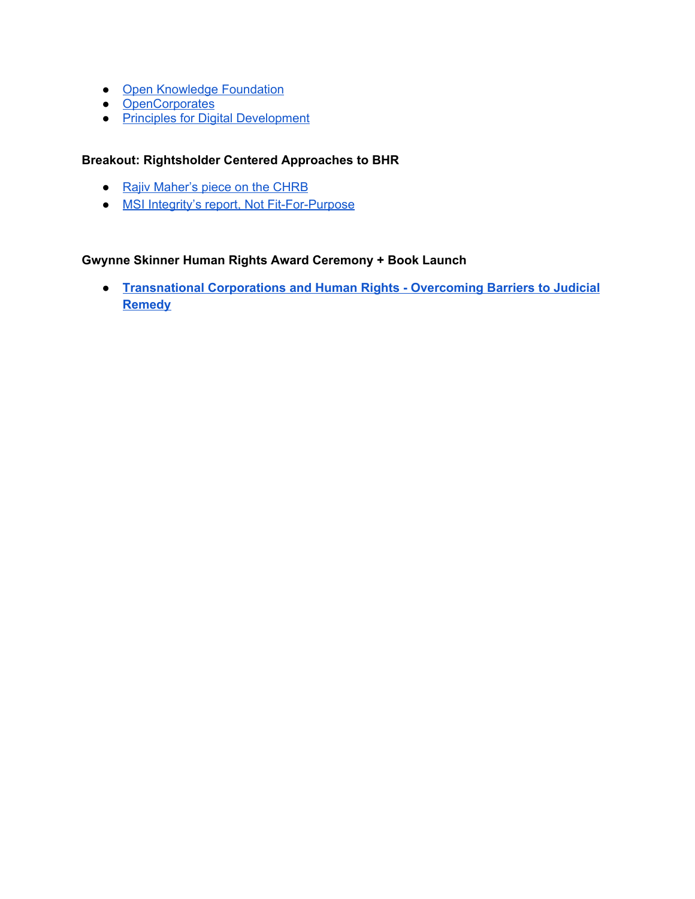- Open Knowledge Foundation
- OpenCorporates
- Principles for Digital Development

**Breakout: Rightsholder Centered Approaches to BHR**

- Rajiv Maher's piece on the CHRB
- MSI Integrity's report, Not Fit-For-Purpose

**Gwynne Skinner Human Rights Award Ceremony + Book Launch**

- **Transnational Corporations and Human Rights - Overcoming Barriers to Judicial Remedy**